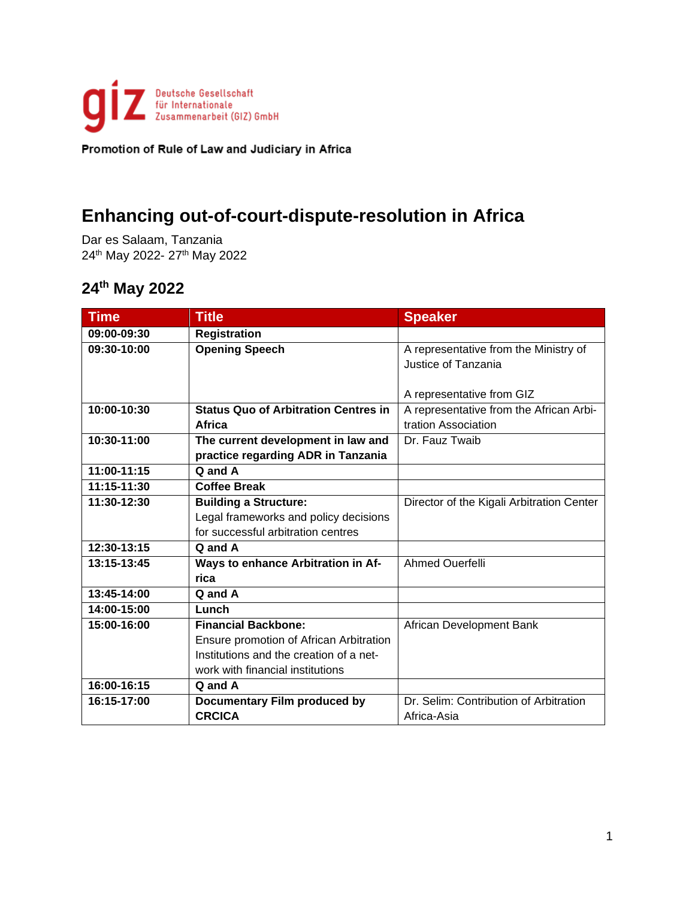giz Deutsche Gesellschaft für Internationale Zusammenarbeit (GIZ) GmbH

Promotion of Rule of Law and Judiciary in Africa

# Enhancing out-of-court-dispute-resolution in Africa

Dar es Salaam, Tanzania
24th May 2022- 27th May 2022

## 24th May 2022

| Time | Title | Speaker |
|---|---|---|
| 09:00-09:30 | **Registration** | |
| 09:30-10:00 | **Opening Speech** | A representative from the Ministry of Justice of Tanzania<br><br>A representative from GIZ |
| 10:00-10:30 | **Status Quo of Arbitration Centres in Africa** | A representative from the African Arbitration Association |
| 10:30-11:00 | **The current development in law and practice regarding ADR in Tanzania** | Dr. Fauz Twaib |
| 11:00-11:15 | **Q and A** | |
| 11:15-11:30 | **Coffee Break** | |
| 11:30-12:30 | **Building a Structure:** Legal frameworks and policy decisions for successful arbitration centres | Director of the Kigali Arbitration Center |
| 12:30-13:15 | **Q and A** | |
| 13:15-13:45 | **Ways to enhance Arbitration in Africa** | Ahmed Ouerfelli |
| 13:45-14:00 | **Q and A** | |
| 14:00-15:00 | **Lunch** | |
| 15:00-16:00 | **Financial Backbone:** Ensure promotion of African Arbitration Institutions and the creation of a network with financial institutions | African Development Bank |
| 16:00-16:15 | **Q and A** | |
| 16:15-17:00 | **Documentary Film produced by CRCICA** | Dr. Selim: Contribution of Arbitration Africa-Asia |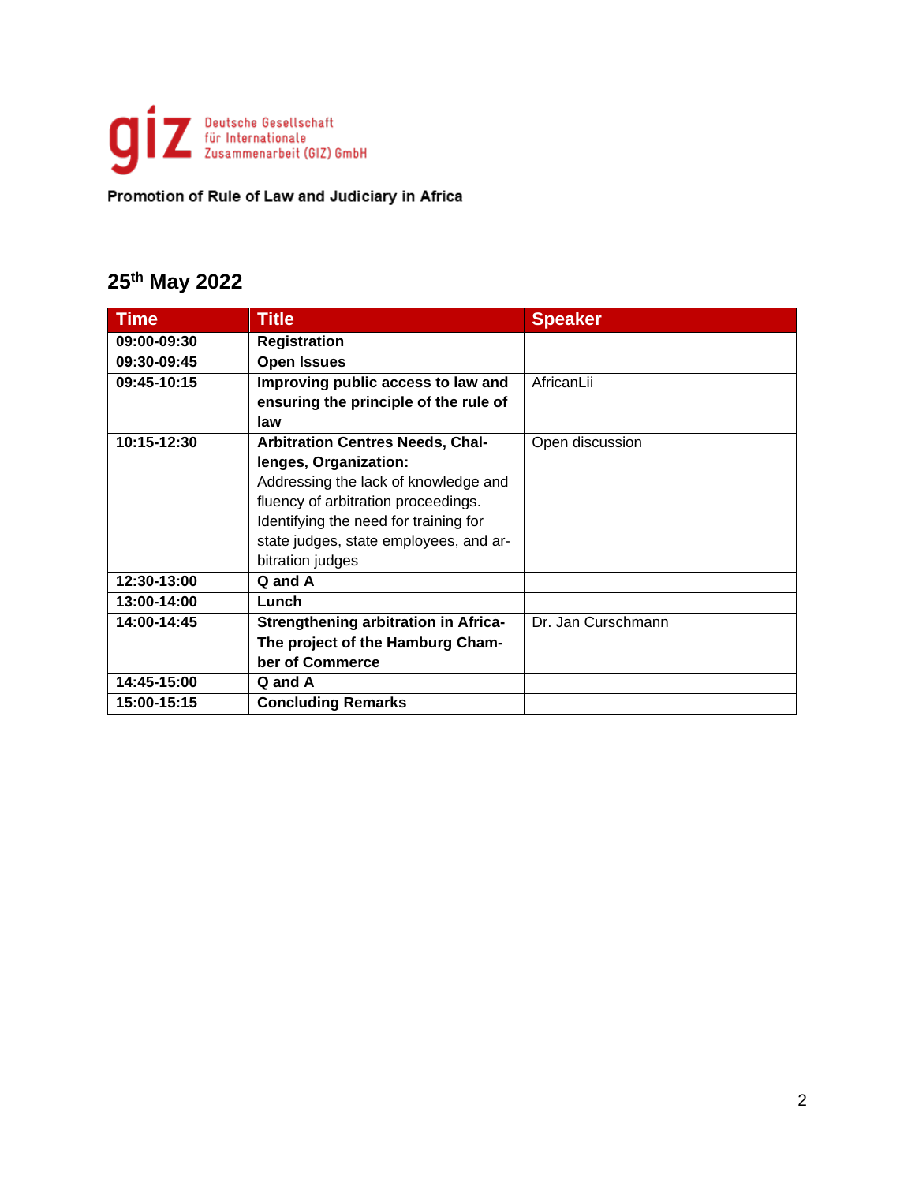Deutsche Gesellschaft für Internationale Zusammenarbeit (GIZ) GmbH

Promotion of Rule of Law and Judiciary in Africa

## 25th May 2022

| Time | Title | Speaker |
|---|---|---|
| **09:00-09:30** | **Registration** | |
| **09:30-09:45** | **Open Issues** | |
| **09:45-10:15** | **Improving public access to law and ensuring the principle of the rule of law** | AfricanLii |
| **10:15-12:30** | **Arbitration Centres Needs, Challenges, Organization:** Addressing the lack of knowledge and fluency of arbitration proceedings. Identifying the need for training for state judges, state employees, and arbitration judges | Open discussion |
| **12:30-13:00** | **Q and A** | |
| **13:00-14:00** | **Lunch** | |
| **14:00-14:45** | **Strengthening arbitration in Africa- The project of the Hamburg Chamber of Commerce** | Dr. Jan Curschmann |
| **14:45-15:00** | **Q and A** | |
| **15:00-15:15** | **Concluding Remarks** | |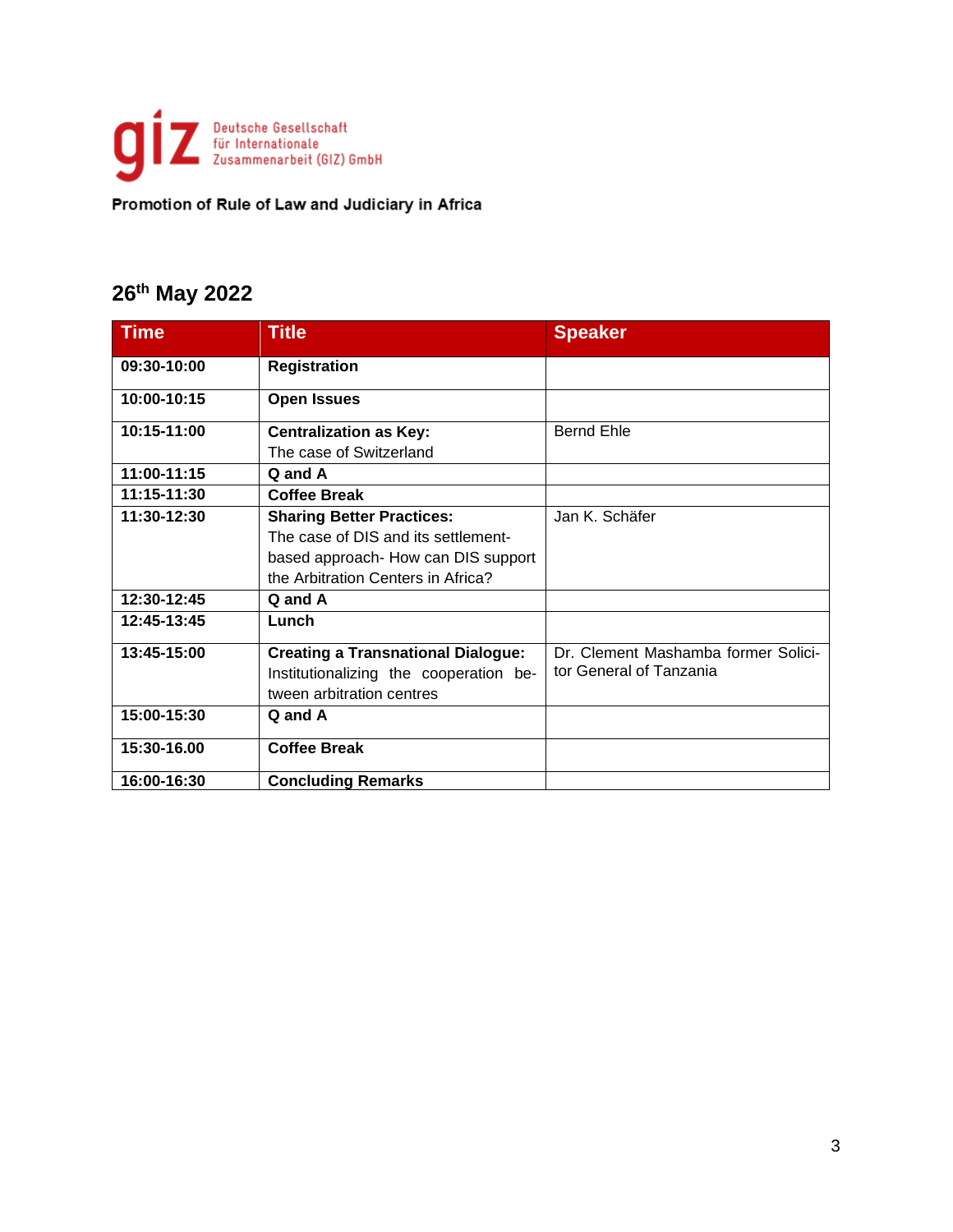Deutsche Gesellschaft für Internationale Zusammenarbeit (GIZ) GmbH

**Promotion of Rule of Law and Judiciary in Africa**

## 26th May 2022

| Time | Title | Speaker |
|---|---|---|
| **09:30-10:00** | **Registration** | |
| **10:00-10:15** | **Open Issues** | |
| **10:15-11:00** | **Centralization as Key:** The case of Switzerland | Bernd Ehle |
| **11:00-11:15** | **Q and A** | |
| **11:15-11:30** | **Coffee Break** | |
| **11:30-12:30** | **Sharing Better Practices:** The case of DIS and its settlement-based approach- How can DIS support the Arbitration Centers in Africa? | Jan K. Schäfer |
| **12:30-12:45** | **Q and A** | |
| **12:45-13:45** | **Lunch** | |
| **13:45-15:00** | **Creating a Transnational Dialogue:** Institutionalizing the cooperation between arbitration centres | Dr. Clement Mashamba former Solicitor General of Tanzania |
| **15:00-15:30** | **Q and A** | |
| **15:30-16.00** | **Coffee Break** | |
| **16:00-16:30** | **Concluding Remarks** | |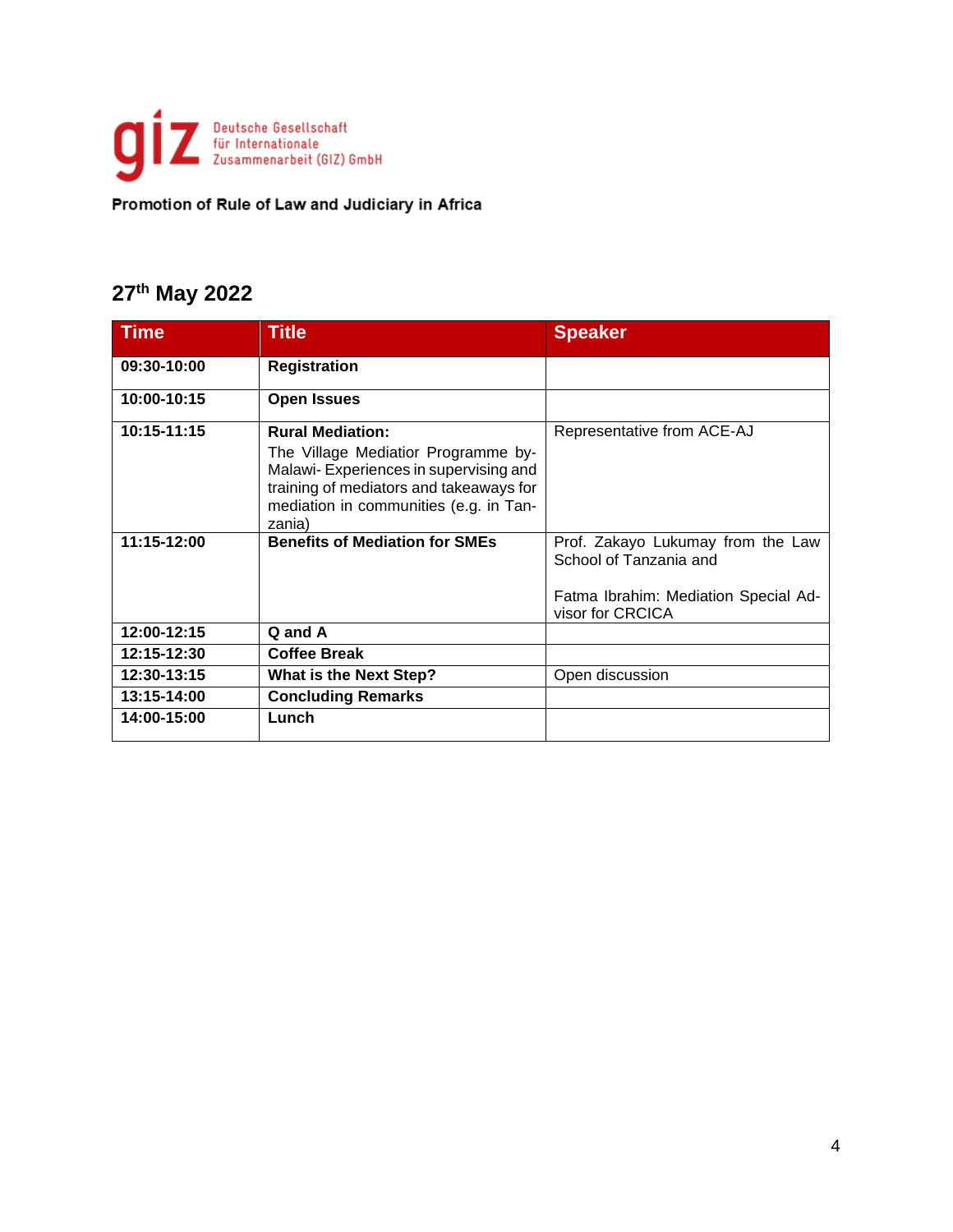Deutsche Gesellschaft für Internationale Zusammenarbeit (GIZ) GmbH

Promotion of Rule of Law and Judiciary in Africa

## 27th May 2022

| Time | Title | Speaker |
| --- | --- | --- |
| 09:30-10:00 | **Registration** | |
| 10:00-10:15 | **Open Issues** | |
| 10:15-11:15 | **Rural Mediation:** The Village Mediatior Programme by-Malawi- Experiences in supervising and training of mediators and takeaways for mediation in communities (e.g. in Tanzania) | Representative from ACE-AJ |
| 11:15-12:00 | **Benefits of Mediation for SMEs** | Prof. Zakayo Lukumay from the Law School of Tanzania and Fatma Ibrahim: Mediation Special Advisor for CRCICA |
| 12:00-12:15 | **Q and A** | |
| 12:15-12:30 | **Coffee Break** | |
| 12:30-13:15 | **What is the Next Step?** | Open discussion |
| 13:15-14:00 | **Concluding Remarks** | |
| 14:00-15:00 | **Lunch** | |